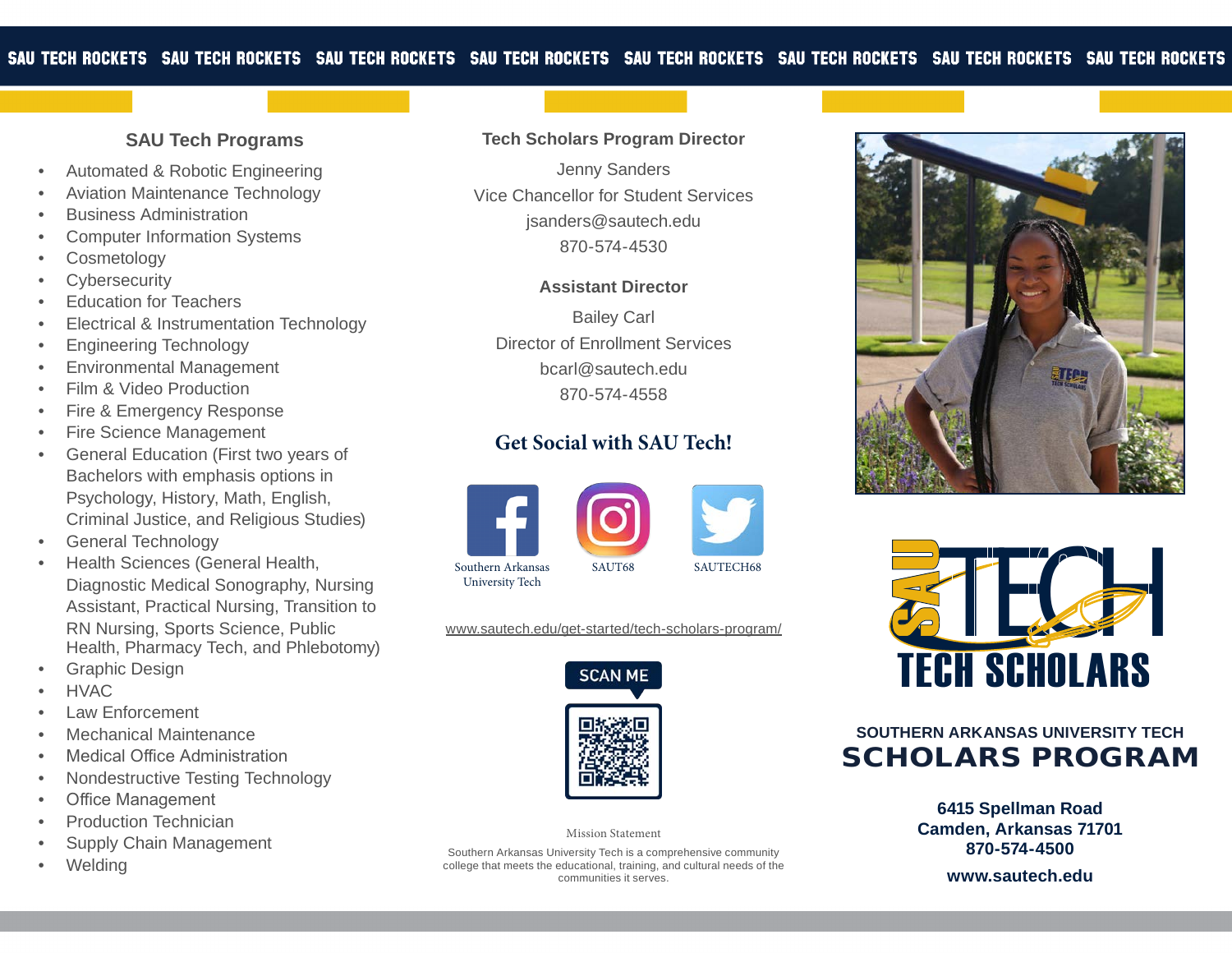SAU TECH ROCKETS SAU TECH ROCKETS SAU TECH ROCKETS SAU TECH ROCKETS SAU TECH ROCKETS SAU TECH ROCKETS SAU TECH ROCKETS SAU TECH ROCKETS

## SAU Tech Programs

- Automated & Robotic Engineering
- Aviation Maintenance Technology
- Business Administration
- Computer Information Systems
- Cosmetology
- Cybersecurity
- Education for Teachers
- Electrical & Instrumentation Technology
- Engineering Technology
- Environmental Management
- Film & Video Production
- Fire & Emergency Response
- Fire Science Management
- General Education (First two years of Bachelors with emphasis options in Psychology, History, Math, English, Criminal Justice, and Religious Studies)
- General Technology
- Health Sciences (General Health, Diagnostic Medical Sonography, Nursing Assistant, Practical Nursing, Transition to RN Nursing, Sports Science, Public Health, Pharmacy Tech, and Phlebotomy)
- Graphic Design
- HVAC
- Law Enforcement
- Mechanical Maintenance
- Medical Office Administration
- Nondestructive Testing Technology
- Office Management
- Production Technician
- Supply Chain Management
- Welding

### Tech Scholars Program Director

Jenny Sanders
Vice Chancellor for Student Services
jsanders@sautech.edu
870-574-4530

### Assistant Director

Bailey Carl
Director of Enrollment Services
bcarl@sautech.edu
870-574-4558

## Get Social with SAU Tech!

Southern Arkansas University Tech | SAUT68 | SAUTECH68

www.sautech.edu/get-started/tech-scholars-program/

SCAN ME

Mission Statement

Southern Arkansas University Tech is a comprehensive community college that meets the educational, training, and cultural needs of the communities it serves.

SAU TECH

TECH SCHOLARS

SOUTHERN ARKANSAS UNIVERSITY TECH

# SCHOLARS PROGRAM

**6415 Spellman Road**
**Camden, Arkansas 71701**
**870-574-4500**

**www.sautech.edu**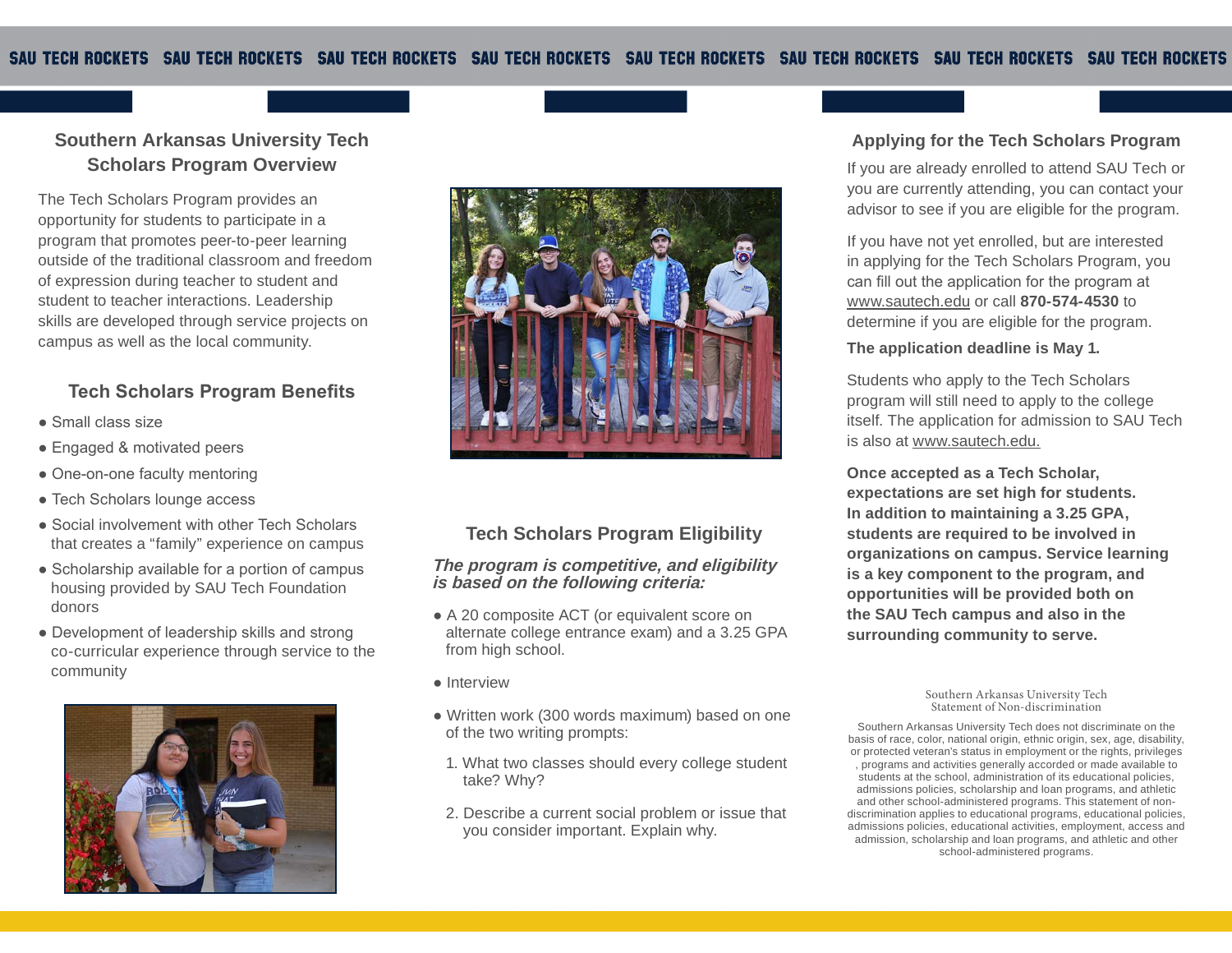SAU TECH ROCKETS SAU TECH ROCKETS SAU TECH ROCKETS SAU TECH ROCKETS SAU TECH ROCKETS SAU TECH ROCKETS SAU TECH ROCKETS SAU TECH ROCKETS

## Southern Arkansas University Tech Scholars Program Overview

The Tech Scholars Program provides an opportunity for students to participate in a program that promotes peer-to-peer learning outside of the traditional classroom and freedom of expression during teacher to student and student to teacher interactions. Leadership skills are developed through service projects on campus as well as the local community.

## Tech Scholars Program Benefits

- Small class size
- Engaged & motivated peers
- One-on-one faculty mentoring
- Tech Scholars lounge access
- Social involvement with other Tech Scholars that creates a "family" experience on campus
- Scholarship available for a portion of campus housing provided by SAU Tech Foundation donors
- Development of leadership skills and strong co-curricular experience through service to the community

## Tech Scholars Program Eligibility

***The program is competitive, and eligibility is based on the following criteria:***

- A 20 composite ACT (or equivalent score on alternate college entrance exam) and a 3.25 GPA from high school.
- Interview
- Written work (300 words maximum) based on one of the two writing prompts:
  1. What two classes should every college student take? Why?
  2. Describe a current social problem or issue that you consider important. Explain why.

## Applying for the Tech Scholars Program

If you are already enrolled to attend SAU Tech or you are currently attending, you can contact your advisor to see if you are eligible for the program.

If you have not yet enrolled, but are interested in applying for the Tech Scholars Program, you can fill out the application for the program at www.sautech.edu or call **870-574-4530** to determine if you are eligible for the program.

**The application deadline is May 1.**

Students who apply to the Tech Scholars program will still need to apply to the college itself. The application for admission to SAU Tech is also at www.sautech.edu.

**Once accepted as a Tech Scholar, expectations are set high for students. In addition to maintaining a 3.25 GPA, students are required to be involved in organizations on campus. Service learning is a key component to the program, and opportunities will be provided both on the SAU Tech campus and also in the surrounding community to serve.**

Southern Arkansas University Tech
Statement of Non-discrimination

Southern Arkansas University Tech does not discriminate on the basis of race, color, national origin, ethnic origin, sex, age, disability, or protected veteran's status in employment or the rights, privileges , programs and activities generally accorded or made available to students at the school, administration of its educational policies, admissions policies, scholarship and loan programs, and athletic and other school-administered programs. This statement of non-discrimination applies to educational programs, educational policies, admissions policies, educational activities, employment, access and admission, scholarship and loan programs, and athletic and other school-administered programs.